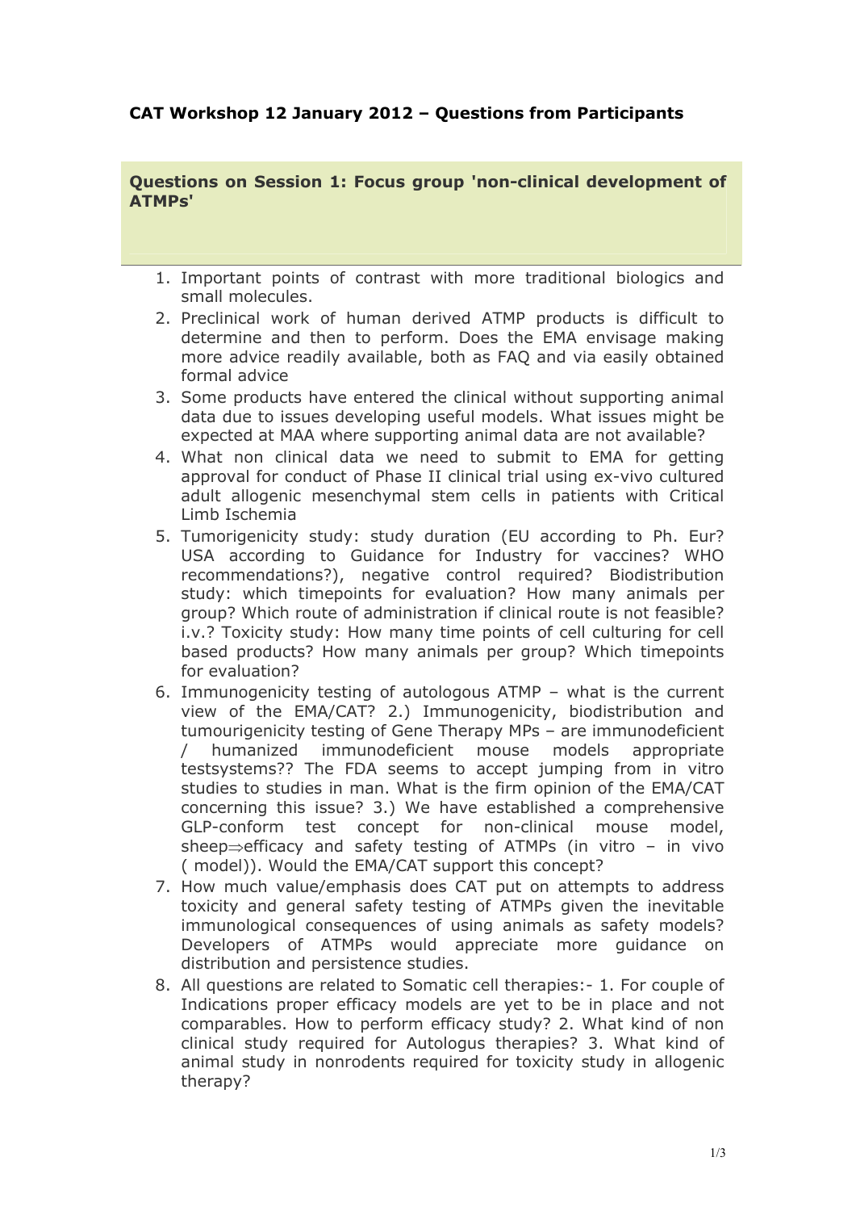**CAT Workshop 12 January 2012 – Questions from Participants**

**Questions on Session 1: Focus group 'non-clinical development of ATMPs'**

1. Important points of contrast with more traditional biologics and small molecules.
2. Preclinical work of human derived ATMP products is difficult to determine and then to perform. Does the EMA envisage making more advice readily available, both as FAQ and via easily obtained formal advice
3. Some products have entered the clinical without supporting animal data due to issues developing useful models. What issues might be expected at MAA where supporting animal data are not available?
4. What non clinical data we need to submit to EMA for getting approval for conduct of Phase II clinical trial using ex-vivo cultured adult allogenic mesenchymal stem cells in patients with Critical Limb Ischemia
5. Tumorigenicity study: study duration (EU according to Ph. Eur? USA according to Guidance for Industry for vaccines? WHO recommendations?), negative control required? Biodistribution study: which timepoints for evaluation? How many animals per group? Which route of administration if clinical route is not feasible? i.v.? Toxicity study: How many time points of cell culturing for cell based products? How many animals per group? Which timepoints for evaluation?
6. Immunogenicity testing of autologous ATMP – what is the current view of the EMA/CAT? 2.) Immunogenicity, biodistribution and tumourigenicity testing of Gene Therapy MPs – are immunodeficient / humanized immunodeficient mouse models appropriate testsystems?? The FDA seems to accept jumping from in vitro studies to studies in man. What is the firm opinion of the EMA/CAT concerning this issue? 3.) We have established a comprehensive GLP-conform test concept for non-clinical mouse model, sheep⇒efficacy and safety testing of ATMPs (in vitro – in vivo ( model)). Would the EMA/CAT support this concept?
7. How much value/emphasis does CAT put on attempts to address toxicity and general safety testing of ATMPs given the inevitable immunological consequences of using animals as safety models? Developers of ATMPs would appreciate more guidance on distribution and persistence studies.
8. All questions are related to Somatic cell therapies:- 1. For couple of Indications proper efficacy models are yet to be in place and not comparables. How to perform efficacy study? 2. What kind of non clinical study required for Autologus therapies? 3. What kind of animal study in nonrodents required for toxicity study in allogenic therapy?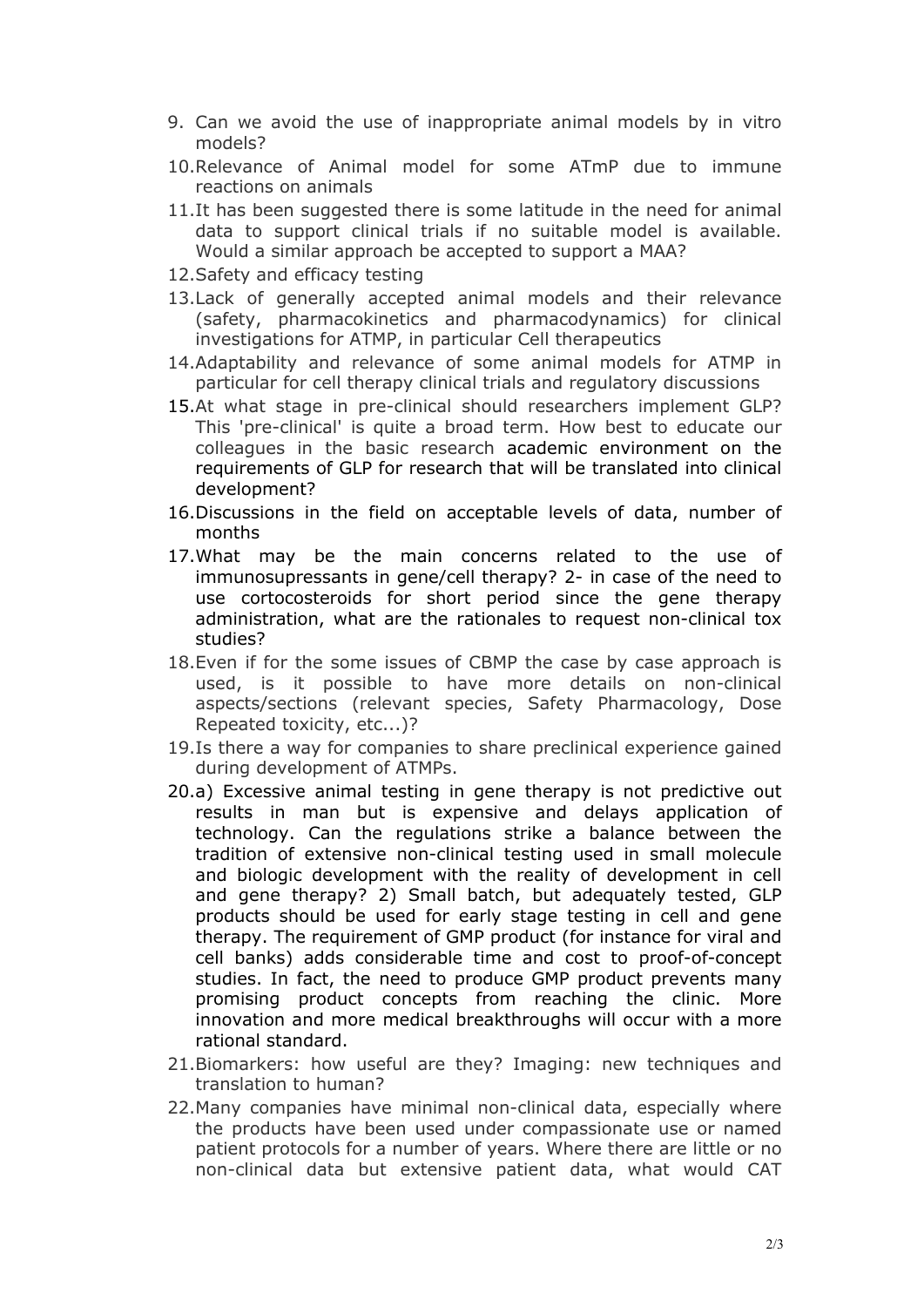9. Can we avoid the use of inappropriate animal models by in vitro models?
10. Relevance of Animal model for some ATmP due to immune reactions on animals
11. It has been suggested there is some latitude in the need for animal data to support clinical trials if no suitable model is available. Would a similar approach be accepted to support a MAA?
12. Safety and efficacy testing
13. Lack of generally accepted animal models and their relevance (safety, pharmacokinetics and pharmacodynamics) for clinical investigations for ATMP, in particular Cell therapeutics
14. Adaptability and relevance of some animal models for ATMP in particular for cell therapy clinical trials and regulatory discussions
15. At what stage in pre-clinical should researchers implement GLP? This 'pre-clinical' is quite a broad term. How best to educate our colleagues in the basic research academic environment on the requirements of GLP for research that will be translated into clinical development?
16. Discussions in the field on acceptable levels of data, number of months
17. What may be the main concerns related to the use of immunosupressants in gene/cell therapy? 2- in case of the need to use cortocosteroids for short period since the gene therapy administration, what are the rationales to request non-clinical tox studies?
18. Even if for the some issues of CBMP the case by case approach is used, is it possible to have more details on non-clinical aspects/sections (relevant species, Safety Pharmacology, Dose Repeated toxicity, etc...)?
19. Is there a way for companies to share preclinical experience gained during development of ATMPs.
20. a) Excessive animal testing in gene therapy is not predictive out results in man but is expensive and delays application of technology. Can the regulations strike a balance between the tradition of extensive non-clinical testing used in small molecule and biologic development with the reality of development in cell and gene therapy? 2) Small batch, but adequately tested, GLP products should be used for early stage testing in cell and gene therapy. The requirement of GMP product (for instance for viral and cell banks) adds considerable time and cost to proof-of-concept studies. In fact, the need to produce GMP product prevents many promising product concepts from reaching the clinic. More innovation and more medical breakthroughs will occur with a more rational standard.
21. Biomarkers: how useful are they? Imaging: new techniques and translation to human?
22. Many companies have minimal non-clinical data, especially where the products have been used under compassionate use or named patient protocols for a number of years. Where there are little or no non-clinical data but extensive patient data, what would CAT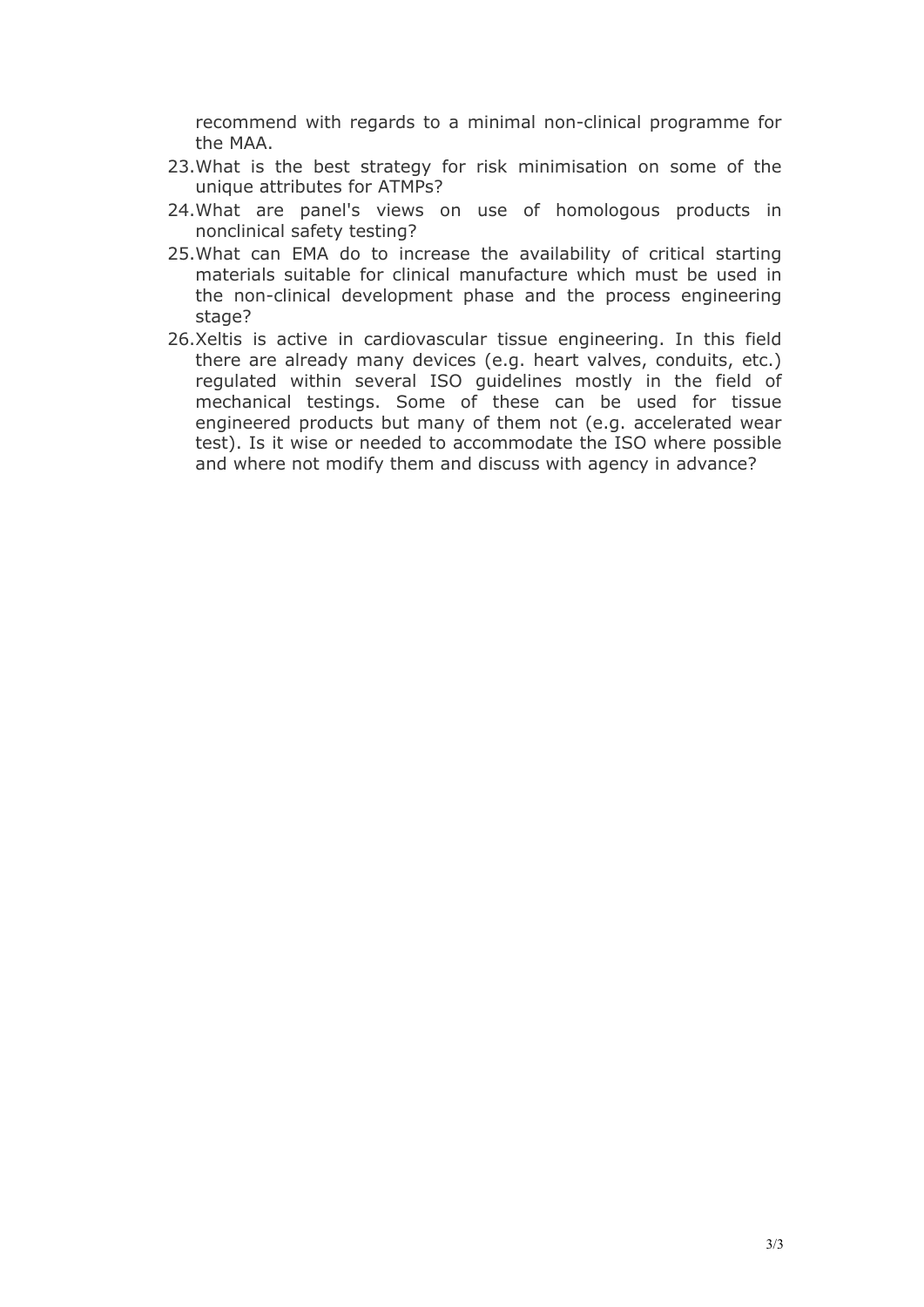recommend with regards to a minimal non-clinical programme for the MAA.

23. What is the best strategy for risk minimisation on some of the unique attributes for ATMPs?
24. What are panel's views on use of homologous products in nonclinical safety testing?
25. What can EMA do to increase the availability of critical starting materials suitable for clinical manufacture which must be used in the non-clinical development phase and the process engineering stage?
26. Xeltis is active in cardiovascular tissue engineering. In this field there are already many devices (e.g. heart valves, conduits, etc.) regulated within several ISO guidelines mostly in the field of mechanical testings. Some of these can be used for tissue engineered products but many of them not (e.g. accelerated wear test). Is it wise or needed to accommodate the ISO where possible and where not modify them and discuss with agency in advance?